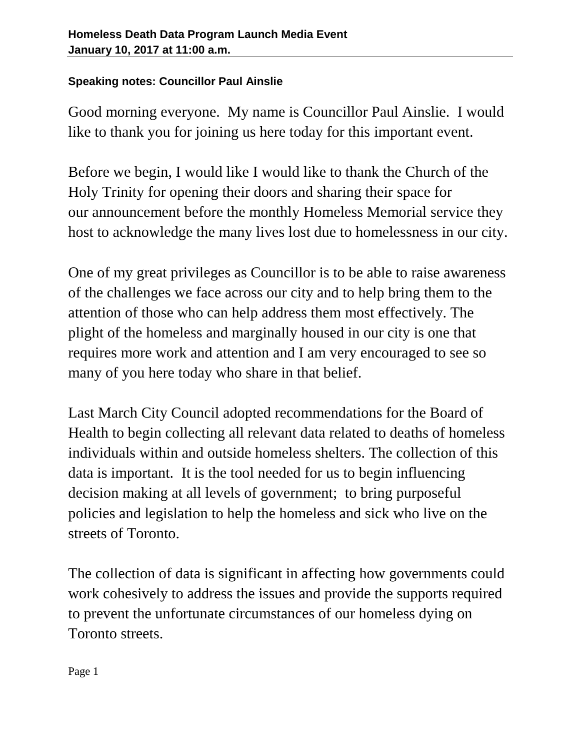**Homeless Death Data Program Launch Media Event**
**January 10, 2017 at 11:00 a.m.**

**Speaking notes: Councillor Paul Ainslie**

Good morning everyone. My name is Councillor Paul Ainslie. I would like to thank you for joining us here today for this important event.

Before we begin, I would like I would like to thank the Church of the Holy Trinity for opening their doors and sharing their space for our announcement before the monthly Homeless Memorial service they host to acknowledge the many lives lost due to homelessness in our city.

One of my great privileges as Councillor is to be able to raise awareness of the challenges we face across our city and to help bring them to the attention of those who can help address them most effectively. The plight of the homeless and marginally housed in our city is one that requires more work and attention and I am very encouraged to see so many of you here today who share in that belief.

Last March City Council adopted recommendations for the Board of Health to begin collecting all relevant data related to deaths of homeless individuals within and outside homeless shelters. The collection of this data is important. It is the tool needed for us to begin influencing decision making at all levels of government; to bring purposeful policies and legislation to help the homeless and sick who live on the streets of Toronto.

The collection of data is significant in affecting how governments could work cohesively to address the issues and provide the supports required to prevent the unfortunate circumstances of our homeless dying on Toronto streets.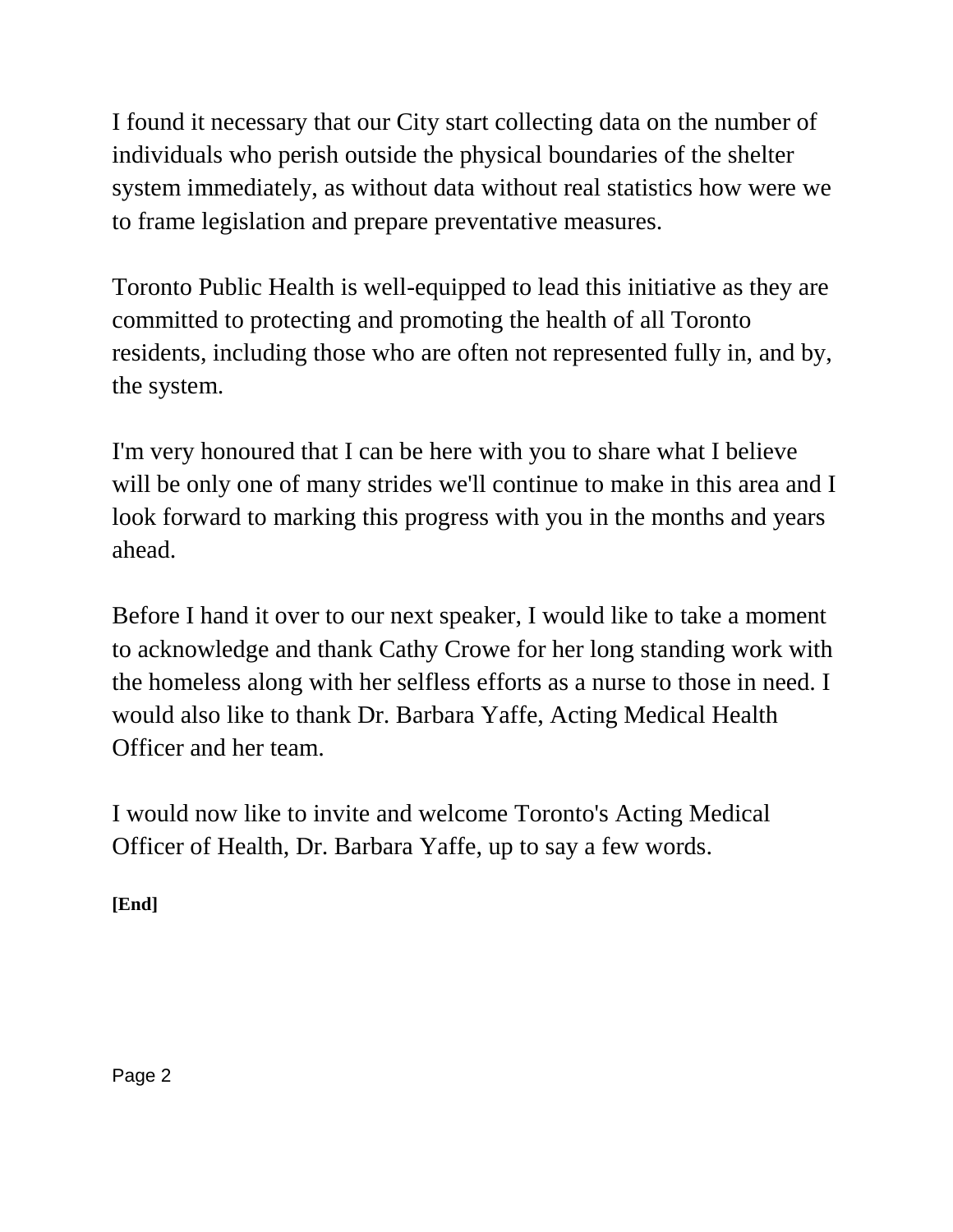I found it necessary that our City start collecting data on the number of individuals who perish outside the physical boundaries of the shelter system immediately, as without data without real statistics how were we to frame legislation and prepare preventative measures.

Toronto Public Health is well-equipped to lead this initiative as they are committed to protecting and promoting the health of all Toronto residents, including those who are often not represented fully in, and by, the system.

I'm very honoured that I can be here with you to share what I believe will be only one of many strides we'll continue to make in this area and I look forward to marking this progress with you in the months and years ahead.

Before I hand it over to our next speaker, I would like to take a moment to acknowledge and thank Cathy Crowe for her long standing work with the homeless along with her selfless efforts as a nurse to those in need. I would also like to thank Dr. Barbara Yaffe, Acting Medical Health Officer and her team.

I would now like to invite and welcome Toronto's Acting Medical Officer of Health, Dr. Barbara Yaffe, up to say a few words.

**[End]**